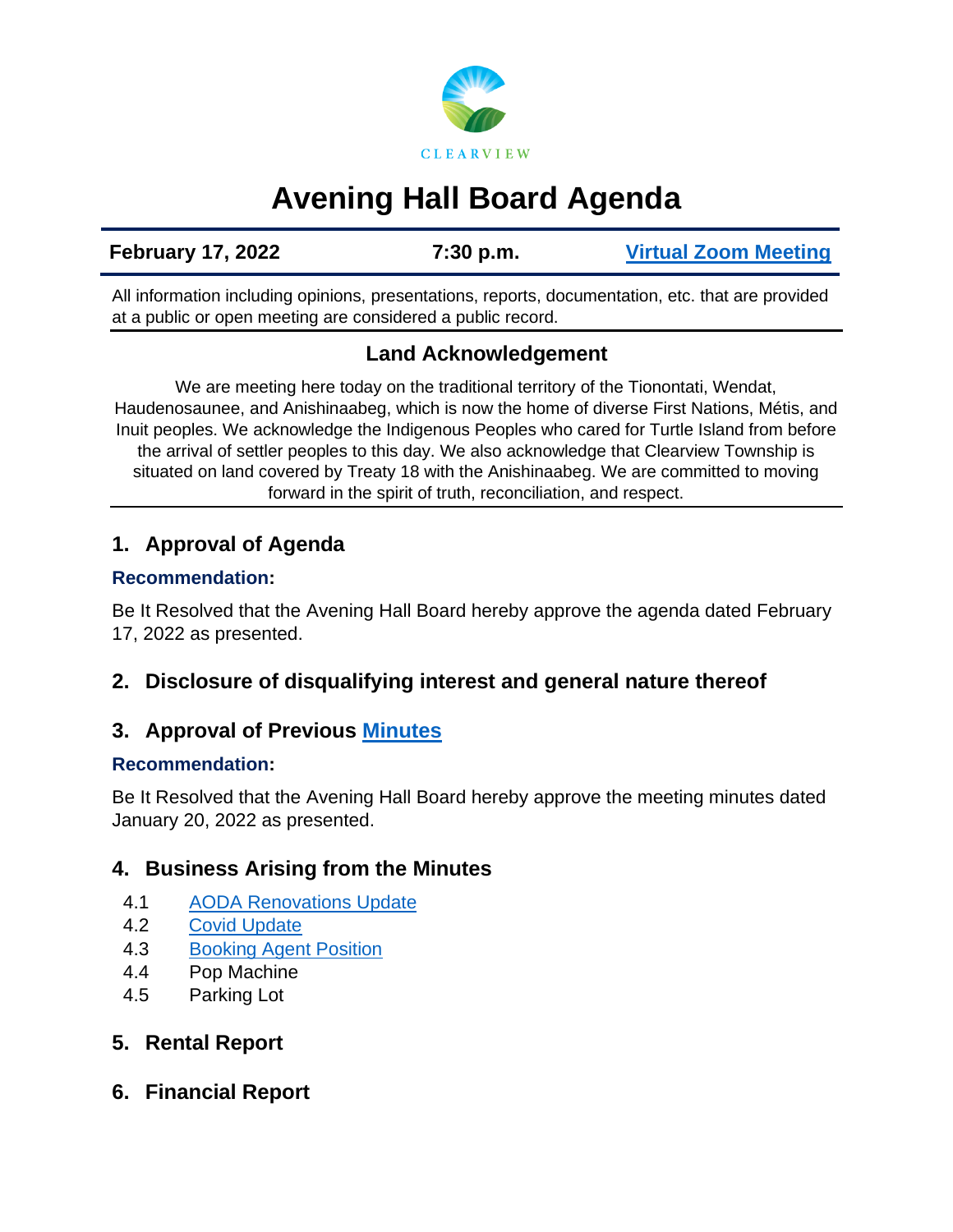CLEARVIEW

# Avening Hall Board Agenda

**February 17, 2022** | **7:30 p.m.** | **Virtual Zoom Meeting**

All information including opinions, presentations, reports, documentation, etc. that are provided at a public or open meeting are considered a public record.

## Land Acknowledgement

We are meeting here today on the traditional territory of the Tionontati, Wendat, Haudenosaunee, and Anishinaabeg, which is now the home of diverse First Nations, Métis, and Inuit peoples. We acknowledge the Indigenous Peoples who cared for Turtle Island from before the arrival of settler peoples to this day. We also acknowledge that Clearview Township is situated on land covered by Treaty 18 with the Anishinaabeg. We are committed to moving forward in the spirit of truth, reconciliation, and respect.

## 1. Approval of Agenda

**Recommendation:**

Be It Resolved that the Avening Hall Board hereby approve the agenda dated February 17, 2022 as presented.

## 2. Disclosure of disqualifying interest and general nature thereof

## 3. Approval of Previous Minutes

**Recommendation:**

Be It Resolved that the Avening Hall Board hereby approve the meeting minutes dated January 20, 2022 as presented.

## 4. Business Arising from the Minutes

- 4.1 AODA Renovations Update
- 4.2 Covid Update
- 4.3 Booking Agent Position
- 4.4 Pop Machine
- 4.5 Parking Lot

## 5. Rental Report

## 6. Financial Report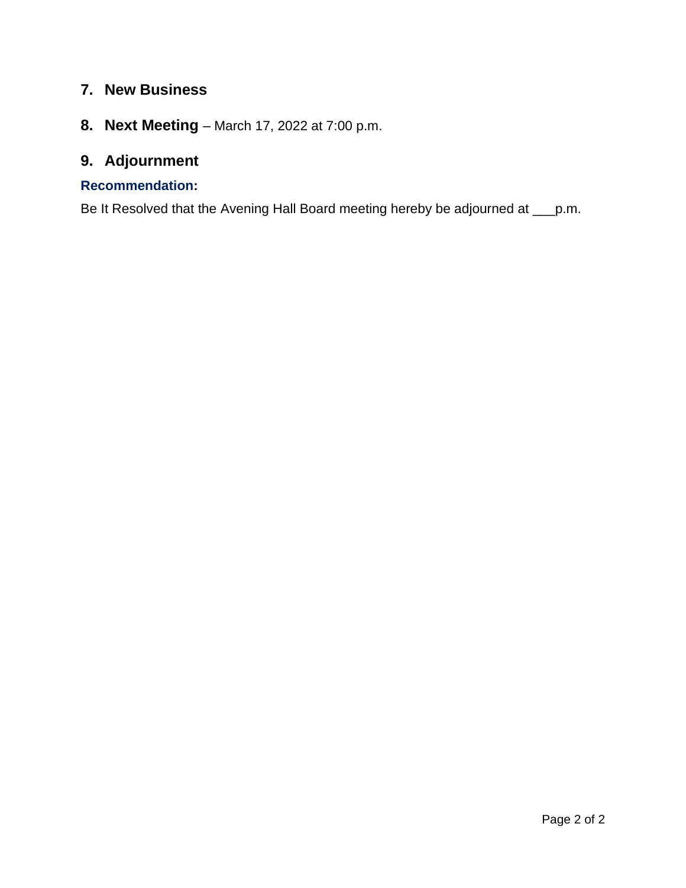## 7. New Business

## 8. Next Meeting – March 17, 2022 at 7:00 p.m.

## 9. Adjournment

**Recommendation:**

Be It Resolved that the Avening Hall Board meeting hereby be adjourned at ___p.m.